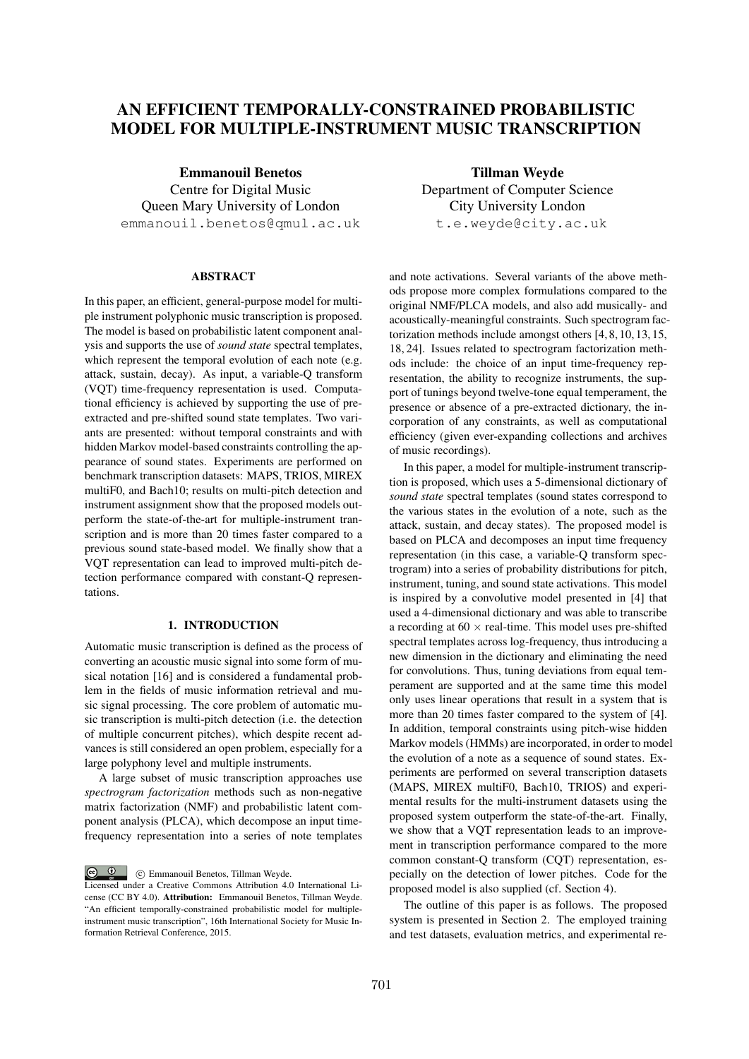# AN EFFICIENT TEMPORALLY-CONSTRAINED PROBABILISTIC MODEL FOR MULTIPLE-INSTRUMENT MUSIC TRANSCRIPTION

**Emmanouil Benetos**
Centre for Digital Music
Queen Mary University of London
emmanouil.benetos@qmul.ac.uk

**Tillman Weyde**
Department of Computer Science
City University London
t.e.weyde@city.ac.uk

## ABSTRACT

In this paper, an efficient, general-purpose model for multiple instrument polyphonic music transcription is proposed. The model is based on probabilistic latent component analysis and supports the use of *sound state* spectral templates, which represent the temporal evolution of each note (e.g. attack, sustain, decay). As input, a variable-Q transform (VQT) time-frequency representation is used. Computational efficiency is achieved by supporting the use of pre-extracted and pre-shifted sound state templates. Two variants are presented: without temporal constraints and with hidden Markov model-based constraints controlling the appearance of sound states. Experiments are performed on benchmark transcription datasets: MAPS, TRIOS, MIREX multiF0, and Bach10; results on multi-pitch detection and instrument assignment show that the proposed models outperform the state-of-the-art for multiple-instrument transcription and is more than 20 times faster compared to a previous sound state-based model. We finally show that a VQT representation can lead to improved multi-pitch detection performance compared with constant-Q representations.

## 1. INTRODUCTION

Automatic music transcription is defined as the process of converting an acoustic music signal into some form of musical notation [16] and is considered a fundamental problem in the fields of music information retrieval and music signal processing. The core problem of automatic music transcription is multi-pitch detection (i.e. the detection of multiple concurrent pitches), which despite recent advances is still considered an open problem, especially for a large polyphony level and multiple instruments.

A large subset of music transcription approaches use *spectrogram factorization* methods such as non-negative matrix factorization (NMF) and probabilistic latent component analysis (PLCA), which decompose an input time-frequency representation into a series of note templates and note activations. Several variants of the above methods propose more complex formulations compared to the original NMF/PLCA models, and also add musically- and acoustically-meaningful constraints. Such spectrogram factorization methods include amongst others [4, 8, 10, 13, 15, 18, 24]. Issues related to spectrogram factorization methods include: the choice of an input time-frequency representation, the ability to recognize instruments, the support of tunings beyond twelve-tone equal temperament, the presence or absence of a pre-extracted dictionary, the incorporation of any constraints, as well as computational efficiency (given ever-expanding collections and archives of music recordings).

In this paper, a model for multiple-instrument transcription is proposed, which uses a 5-dimensional dictionary of *sound state* spectral templates (sound states correspond to the various states in the evolution of a note, such as the attack, sustain, and decay states). The proposed model is based on PLCA and decomposes an input time frequency representation (in this case, a variable-Q transform spectrogram) into a series of probability distributions for pitch, instrument, tuning, and sound state activations. This model is inspired by a convolutive model presented in [4] that used a 4-dimensional dictionary and was able to transcribe a recording at 60 $\times$ real-time. This model uses pre-shifted spectral templates across log-frequency, thus introducing a new dimension in the dictionary and eliminating the need for convolutions. Thus, tuning deviations from equal temperament are supported and at the same time this model only uses linear operations that result in a system that is more than 20 times faster compared to the system of [4]. In addition, temporal constraints using pitch-wise hidden Markov models (HMMs) are incorporated, in order to model the evolution of a note as a sequence of sound states. Experiments are performed on several transcription datasets (MAPS, MIREX multiF0, Bach10, TRIOS) and experimental results for the multi-instrument datasets using the proposed system outperform the state-of-the-art. Finally, we show that a VQT representation leads to an improvement in transcription performance compared to the more common constant-Q transform (CQT) representation, especially on the detection of lower pitches. Code for the proposed model is also supplied (cf. Section 4).

The outline of this paper is as follows. The proposed system is presented in Section 2. The employed training and test datasets, evaluation metrics, and experimental re-

© Emmanouil Benetos, Tillman Weyde.
Licensed under a Creative Commons Attribution 4.0 International License (CC BY 4.0). **Attribution:** Emmanouil Benetos, Tillman Weyde. "An efficient temporally-constrained probabilistic model for multiple-instrument music transcription", 16th International Society for Music Information Retrieval Conference, 2015.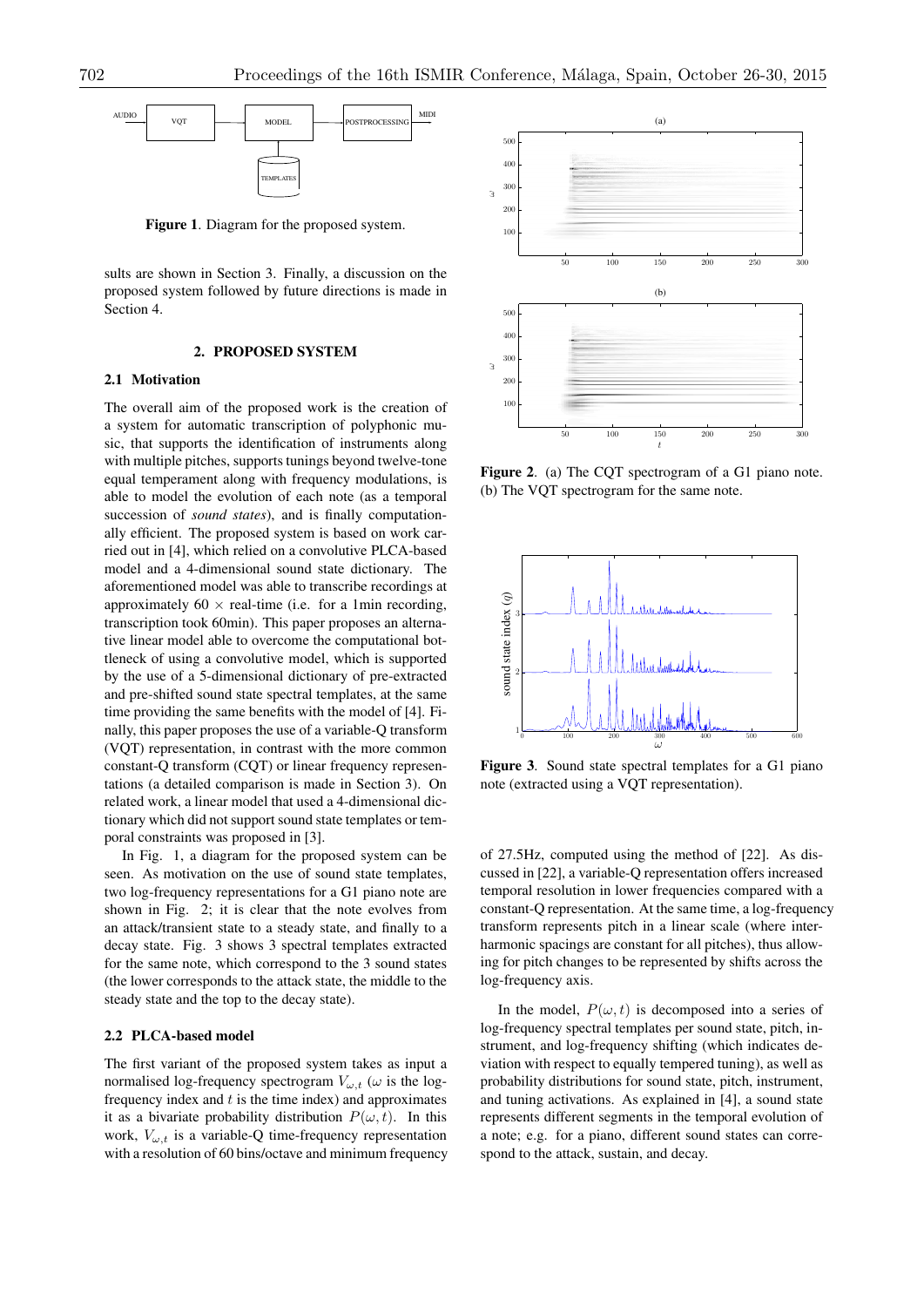Figure 1. Diagram for the proposed system.

sults are shown in Section 3. Finally, a discussion on the proposed system followed by future directions is made in Section 4.

## 2. PROPOSED SYSTEM

### 2.1 Motivation

The overall aim of the proposed work is the creation of a system for automatic transcription of polyphonic music, that supports the identification of instruments along with multiple pitches, supports tunings beyond twelve-tone equal temperament along with frequency modulations, is able to model the evolution of each note (as a temporal succession of *sound states*), and is finally computationally efficient. The proposed system is based on work carried out in [4], which relied on a convolutive PLCA-based model and a 4-dimensional sound state dictionary. The aforementioned model was able to transcribe recordings at approximately 60 $\times$ real-time (i.e. for a 1min recording, transcription took 60min). This paper proposes an alternative linear model able to overcome the computational bottleneck of using a convolutive model, which is supported by the use of a 5-dimensional dictionary of pre-extracted and pre-shifted sound state spectral templates, at the same time providing the same benefits with the model of [4]. Finally, this paper proposes the use of a variable-Q transform (VQT) representation, in contrast with the more common constant-Q transform (CQT) or linear frequency representations (a detailed comparison is made in Section 3). On related work, a linear model that used a 4-dimensional dictionary which did not support sound state templates or temporal constraints was proposed in [3].

In Fig. 1, a diagram for the proposed system can be seen. As motivation on the use of sound state templates, two log-frequency representations for a G1 piano note are shown in Fig. 2; it is clear that the note evolves from an attack/transient state to a steady state, and finally to a decay state. Fig. 3 shows 3 spectral templates extracted for the same note, which correspond to the 3 sound states (the lower corresponds to the attack state, the middle to the steady state and the top to the decay state).

### 2.2 PLCA-based model

The first variant of the proposed system takes as input a normalised log-frequency spectrogram $V_{\omega,t}$ ($\omega$ is the log-frequency index and $t$ is the time index) and approximates it as a bivariate probability distribution $P(\omega, t)$. In this work, $V_{\omega,t}$ is a variable-Q time-frequency representation with a resolution of 60 bins/octave and minimum frequency of 27.5Hz, computed using the method of [22]. As discussed in [22], a variable-Q representation offers increased temporal resolution in lower frequencies compared with a constant-Q representation. At the same time, a log-frequency transform represents pitch in a linear scale (where interharmonic spacings are constant for all pitches), thus allowing for pitch changes to be represented by shifts across the log-frequency axis.

In the model, $P(\omega, t)$ is decomposed into a series of log-frequency spectral templates per sound state, pitch, instrument, and log-frequency shifting (which indicates deviation with respect to equally tempered tuning), as well as probability distributions for sound state, pitch, instrument, and tuning activations. As explained in [4], a sound state represents different segments in the temporal evolution of a note; e.g. for a piano, different sound states can correspond to the attack, sustain, and decay.

Figure 2. (a) The CQT spectrogram of a G1 piano note. (b) The VQT spectrogram for the same note.

Figure 3. Sound state spectral templates for a G1 piano note (extracted using a VQT representation).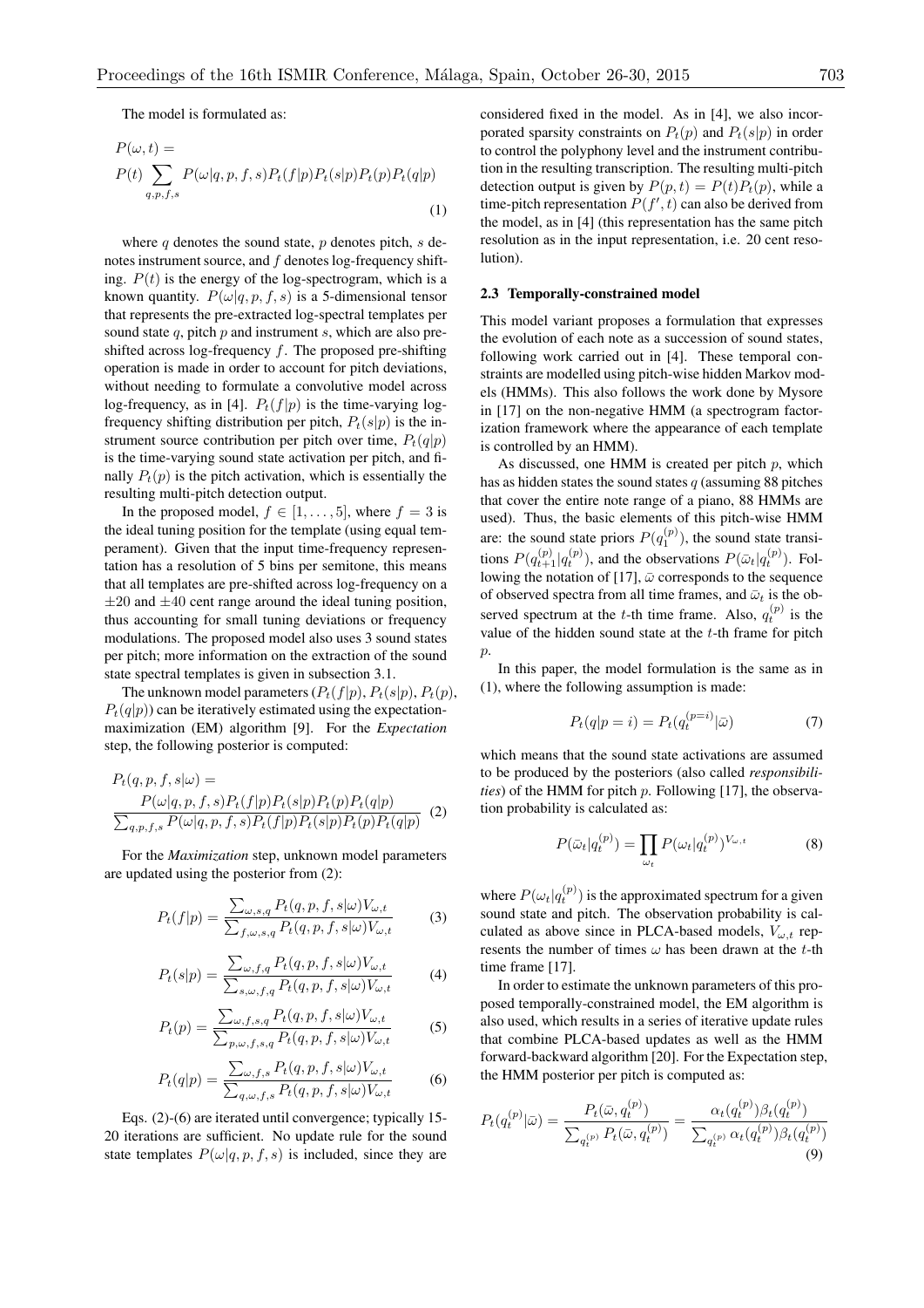The model is formulated as:

$$P(\omega,t) = P(t) \sum_{q,p,f,s} P(\omega|q,p,f,s) P_t(f|p) P_t(s|p) P_t(p) P_t(q|p) \quad (1)$$

where $q$ denotes the sound state, $p$ denotes pitch, $s$ denotes instrument source, and $f$ denotes log-frequency shifting. $P(t)$ is the energy of the log-spectrogram, which is a known quantity. $P(\omega|q,p,f,s)$ is a 5-dimensional tensor that represents the pre-extracted log-spectral templates per sound state $q$, pitch $p$ and instrument $s$, which are also pre-shifted across log-frequency $f$. The proposed pre-shifting operation is made in order to account for pitch deviations, without needing to formulate a convolutive model across log-frequency, as in [4]. $P_t(f|p)$ is the time-varying log-frequency shifting distribution per pitch, $P_t(s|p)$ is the instrument source contribution per pitch over time, $P_t(q|p)$ is the time-varying sound state activation per pitch, and finally $P_t(p)$ is the pitch activation, which is essentially the resulting multi-pitch detection output.

In the proposed model, $f \in [1,\ldots,5]$, where $f=3$ is the ideal tuning position for the template (using equal temperament). Given that the input time-frequency representation has a resolution of 5 bins per semitone, this means that all templates are pre-shifted across log-frequency on a $\pm 20$ and $\pm 40$ cent range around the ideal tuning position, thus accounting for small tuning deviations or frequency modulations. The proposed model also uses 3 sound states per pitch; more information on the extraction of the sound state spectral templates is given in subsection 3.1.

The unknown model parameters ($P_t(f|p)$, $P_t(s|p)$, $P_t(p)$, $P_t(q|p)$) can be iteratively estimated using the expectation-maximization (EM) algorithm [9]. For the *Expectation* step, the following posterior is computed:

$$P_t(q,p,f,s|\omega) = \frac{P(\omega|q,p,f,s) P_t(f|p) P_t(s|p) P_t(p) P_t(q|p)}{\sum_{q,p,f,s} P(\omega|q,p,f,s) P_t(f|p) P_t(s|p) P_t(p) P_t(q|p)} \quad (2)$$

For the *Maximization* step, unknown model parameters are updated using the posterior from (2):

$$P_t(f|p) = \frac{\sum_{\omega,s,q} P_t(q,p,f,s|\omega) V_{\omega,t}}{\sum_{f,\omega,s,q} P_t(q,p,f,s|\omega) V_{\omega,t}} \quad (3)$$

$$P_t(s|p) = \frac{\sum_{\omega,f,q} P_t(q,p,f,s|\omega) V_{\omega,t}}{\sum_{s,\omega,f,q} P_t(q,p,f,s|\omega) V_{\omega,t}} \quad (4)$$

$$P_t(p) = \frac{\sum_{\omega,f,s,q} P_t(q,p,f,s|\omega) V_{\omega,t}}{\sum_{p,\omega,f,s,q} P_t(q,p,f,s|\omega) V_{\omega,t}} \quad (5)$$

$$P_t(q|p) = \frac{\sum_{\omega,f,s} P_t(q,p,f,s|\omega) V_{\omega,t}}{\sum_{q,\omega,f,s} P_t(q,p,f,s|\omega) V_{\omega,t}} \quad (6)$$

Eqs. (2)-(6) are iterated until convergence; typically 15-20 iterations are sufficient. No update rule for the sound state templates $P(\omega|q,p,f,s)$ is included, since they are considered fixed in the model. As in [4], we also incorporated sparsity constraints on $P_t(p)$ and $P_t(s|p)$ in order to control the polyphony level and the instrument contribution in the resulting transcription. The resulting multi-pitch detection output is given by $P(p,t) = P(t)P_t(p)$, while a time-pitch representation $P(f',t)$ can also be derived from the model, as in [4] (this representation has the same pitch resolution as in the input representation, i.e. 20 cent resolution).

### 2.3 Temporally-constrained model

This model variant proposes a formulation that expresses the evolution of each note as a succession of sound states, following work carried out in [4]. These temporal constraints are modelled using pitch-wise hidden Markov models (HMMs). This also follows the work done by Mysore in [17] on the non-negative HMM (a spectrogram factorization framework where the appearance of each template is controlled by an HMM).

As discussed, one HMM is created per pitch $p$, which has as hidden states the sound states $q$ (assuming 88 pitches that cover the entire note range of a piano, 88 HMMs are used). Thus, the basic elements of this pitch-wise HMM are: the sound state priors $P(q_1^{(p)})$, the sound state transitions $P(q_{t+1}^{(p)}|q_t^{(p)})$, and the observations $P(\bar{\omega}_t|q_t^{(p)})$. Following the notation of [17], $\bar{\omega}$ corresponds to the sequence of observed spectra from all time frames, and $\bar{\omega}_t$ is the observed spectrum at the $t$-th time frame. Also, $q_t^{(p)}$ is the value of the hidden sound state at the $t$-th frame for pitch $p$.

In this paper, the model formulation is the same as in (1), where the following assumption is made:

$$P_t(q|p=i) = P_t(q_t^{(p=i)}|\bar{\omega}) \quad (7)$$

which means that the sound state activations are assumed to be produced by the posteriors (also called *responsibilities*) of the HMM for pitch $p$. Following [17], the observation probability is calculated as:

$$P(\bar{\omega}_t|q_t^{(p)}) = \prod_{\omega_t} P(\omega_t|q_t^{(p)})^{V_{\omega,t}} \quad (8)$$

where $P(\omega_t|q_t^{(p)})$ is the approximated spectrum for a given sound state and pitch. The observation probability is calculated as above since in PLCA-based models, $V_{\omega,t}$ represents the number of times $\omega$ has been drawn at the $t$-th time frame [17].

In order to estimate the unknown parameters of this proposed temporally-constrained model, the EM algorithm is also used, which results in a series of iterative update rules that combine PLCA-based updates as well as the HMM forward-backward algorithm [20]. For the Expectation step, the HMM posterior per pitch is computed as:

$$P_t(q_t^{(p)}|\bar{\omega}) = \frac{P_t(\bar{\omega}, q_t^{(p)})}{\sum_{q_t^{(p)}} P_t(\bar{\omega}, q_t^{(p)})} = \frac{\alpha_t(q_t^{(p)})\beta_t(q_t^{(p)})}{\sum_{q_t^{(p)}} \alpha_t(q_t^{(p)})\beta_t(q_t^{(p)})} \quad (9)$$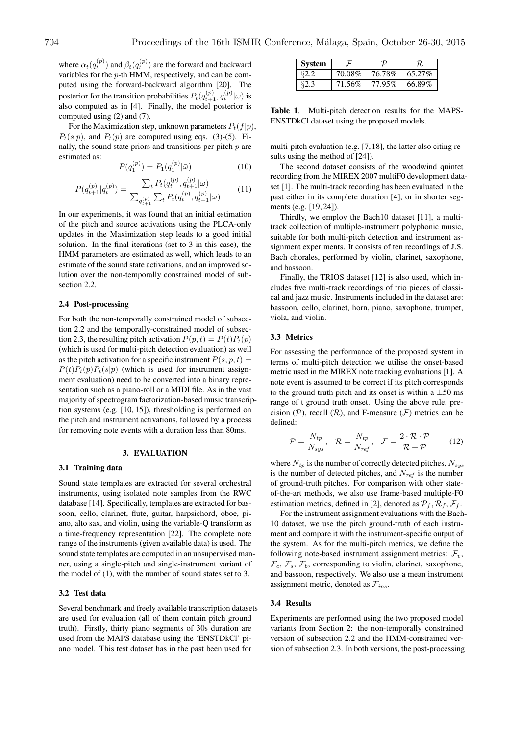where $\alpha_t(q_t^{(p)})$ and $\beta_t(q_t^{(p)})$ are the forward and backward variables for the $p$-th HMM, respectively, and can be computed using the forward-backward algorithm [20]. The posterior for the transition probabilities $P_t(q_{t+1}^{(p)}, q_t^{(p)}|\bar{\omega})$ is also computed as in [4]. Finally, the model posterior is computed using (2) and (7).

For the Maximization step, unknown parameters $P_t(f|p)$, $P_t(s|p)$, and $P_t(p)$ are computed using eqs. (3)-(5). Finally, the sound state priors and transitions per pitch $p$ are estimated as:

$$P(q_1^{(p)}) = P_1(q_1^{(p)}|\bar{\omega}) \tag{10}$$

$$P(q_{t+1}^{(p)}|q_t^{(p)}) = \frac{\sum_t P_t(q_t^{(p)}, q_{t+1}^{(p)}|\bar{\omega})}{\sum_{q_{t+1}^{(p)}} \sum_t P_t(q_t^{(p)}, q_{t+1}^{(p)}|\bar{\omega})} \tag{11}$$

In our experiments, it was found that an initial estimation of the pitch and source activations using the PLCA-only updates in the Maximization step leads to a good initial solution. In the final iterations (set to 3 in this case), the HMM parameters are estimated as well, which leads to an estimate of the sound state activations, and an improved solution over the non-temporally constrained model of subsection 2.2.

### 2.4 Post-processing

For both the non-temporally constrained model of subsection 2.2 and the temporally-constrained model of subsection 2.3, the resulting pitch activation $P(p, t) = P(t)P_t(p)$ (which is used for multi-pitch detection evaluation) as well as the pitch activation for a specific instrument $P(s, p, t) = P(t)P_t(p)P_t(s|p)$ (which is used for instrument assignment evaluation) need to be converted into a binary representation such as a piano-roll or a MIDI file. As in the vast majority of spectrogram factorization-based music transcription systems (e.g. [10, 15]), thresholding is performed on the pitch and instrument activations, followed by a process for removing note events with a duration less than 80ms.

## 3. EVALUATION

### 3.1 Training data

Sound state templates are extracted for several orchestral instruments, using isolated note samples from the RWC database [14]. Specifically, templates are extracted for bassoon, cello, clarinet, flute, guitar, harpsichord, oboe, piano, alto sax, and violin, using the variable-Q transform as a time-frequency representation [22]. The complete note range of the instruments (given available data) is used. The sound state templates are computed in an unsupervised manner, using a single-pitch and single-instrument variant of the model of (1), with the number of sound states set to 3.

### 3.2 Test data

Several benchmark and freely available transcription datasets are used for evaluation (all of them contain pitch ground truth). Firstly, thirty piano segments of 30s duration are used from the MAPS database using the 'ENSTDkCl' piano model. This test dataset has in the past been used for multi-pitch evaluation (e.g. [7, 18], the latter also citing results using the method of [24]).

| System | $\mathcal{F}$ | $\mathcal{P}$ | $\mathcal{R}$ |
|---|---|---|---|
| §2.2 | 70.08% | 76.78% | 65.27% |
| §2.3 | 71.56% | 77.95% | 66.89% |

**Table 1**. Multi-pitch detection results for the MAPS-ENSTDkCl dataset using the proposed models.

The second dataset consists of the woodwind quintet recording from the MIREX 2007 multiF0 development dataset [1]. The multi-track recording has been evaluated in the past either in its complete duration [4], or in shorter segments (e.g. [19, 24]).

Thirdly, we employ the Bach10 dataset [11], a multi-track collection of multiple-instrument polyphonic music, suitable for both multi-pitch detection and instrument assignment experiments. It consists of ten recordings of J.S. Bach chorales, performed by violin, clarinet, saxophone, and bassoon.

Finally, the TRIOS dataset [12] is also used, which includes five multi-track recordings of trio pieces of classical and jazz music. Instruments included in the dataset are: bassoon, cello, clarinet, horn, piano, saxophone, trumpet, viola, and violin.

### 3.3 Metrics

For assessing the performance of the proposed system in terms of multi-pitch detection we utilise the onset-based metric used in the MIREX note tracking evaluations [1]. A note event is assumed to be correct if its pitch corresponds to the ground truth pitch and its onset is within a $\pm$50 ms range of t ground truth onset. Using the above rule, precision ($\mathcal{P}$), recall ($\mathcal{R}$), and F-measure ($\mathcal{F}$) metrics can be defined:

$$\mathcal{P} = \frac{N_{tp}}{N_{sys}}, \quad \mathcal{R} = \frac{N_{tp}}{N_{ref}}, \quad \mathcal{F} = \frac{2 \cdot \mathcal{R} \cdot \mathcal{P}}{\mathcal{R} + \mathcal{P}} \tag{12}$$

where $N_{tp}$ is the number of correctly detected pitches, $N_{sys}$ is the number of detected pitches, and $N_{ref}$ is the number of ground-truth pitches. For comparison with other state-of-the-art methods, we also use frame-based multiple-F0 estimation metrics, defined in [2], denoted as $\mathcal{P}_f, \mathcal{R}_f, \mathcal{F}_f$.

For the instrument assignment evaluations with the Bach-10 dataset, we use the pitch ground-truth of each instrument and compare it with the instrument-specific output of the system. As for the multi-pitch metrics, we define the following note-based instrument assignment metrics: $\mathcal{F}_v$, $\mathcal{F}_c$, $\mathcal{F}_s$, $\mathcal{F}_b$, corresponding to violin, clarinet, saxophone, and bassoon, respectively. We also use a mean instrument assignment metric, denoted as $\mathcal{F}_{ins}$.

### 3.4 Results

Experiments are performed using the two proposed model variants from Section 2: the non-temporally constrained version of subsection 2.2 and the HMM-constrained version of subsection 2.3. In both versions, the post-processing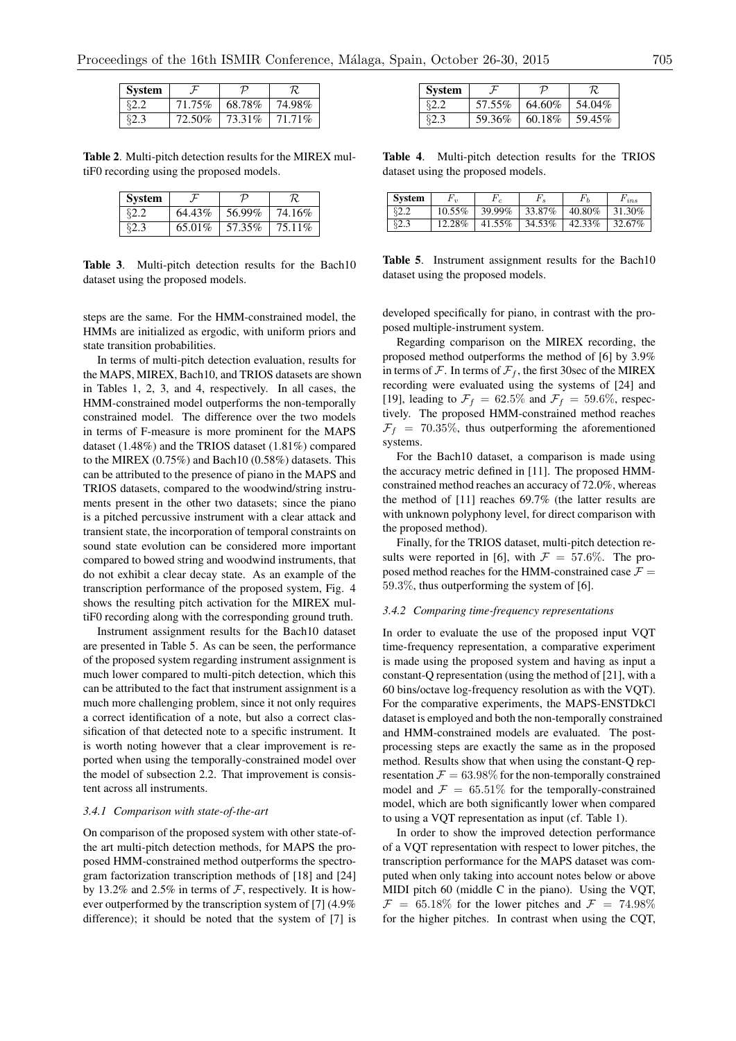| System | $\mathcal{F}$ | $\mathcal{P}$ | $\mathcal{R}$ |
|---|---|---|---|
| §2.2 | 71.75% | 68.78% | 74.98% |
| §2.3 | 72.50% | 73.31% | 71.71% |

**Table 2**. Multi-pitch detection results for the MIREX multiF0 recording using the proposed models.

| System | $\mathcal{F}$ | $\mathcal{P}$ | $\mathcal{R}$ |
|---|---|---|---|
| §2.2 | 64.43% | 56.99% | 74.16% |
| §2.3 | 65.01% | 57.35% | 75.11% |

**Table 3**. Multi-pitch detection results for the Bach10 dataset using the proposed models.

steps are the same. For the HMM-constrained model, the HMMs are initialized as ergodic, with uniform priors and state transition probabilities.

In terms of multi-pitch detection evaluation, results for the MAPS, MIREX, Bach10, and TRIOS datasets are shown in Tables 1, 2, 3, and 4, respectively. In all cases, the HMM-constrained model outperforms the non-temporally constrained model. The difference over the two models in terms of F-measure is more prominent for the MAPS dataset (1.48%) and the TRIOS dataset (1.81%) compared to the MIREX (0.75%) and Bach10 (0.58%) datasets. This can be attributed to the presence of piano in the MAPS and TRIOS datasets, compared to the woodwind/string instruments present in the other two datasets; since the piano is a pitched percussive instrument with a clear attack and transient state, the incorporation of temporal constraints on sound state evolution can be considered more important compared to bowed string and woodwind instruments, that do not exhibit a clear decay state. As an example of the transcription performance of the proposed system, Fig. 4 shows the resulting pitch activation for the MIREX multiF0 recording along with the corresponding ground truth.

Instrument assignment results for the Bach10 dataset are presented in Table 5. As can be seen, the performance of the proposed system regarding instrument assignment is much lower compared to multi-pitch detection, which this can be attributed to the fact that instrument assignment is a much more challenging problem, since it not only requires a correct identification of a note, but also a correct classification of that detected note to a specific instrument. It is worth noting however that a clear improvement is reported when using the temporally-constrained model over the model of subsection 2.2. That improvement is consistent across all instruments.

#### 3.4.1 Comparison with state-of-the-art

On comparison of the proposed system with other state-of-the art multi-pitch detection methods, for MAPS the proposed HMM-constrained method outperforms the spectrogram factorization transcription methods of [18] and [24] by 13.2% and 2.5% in terms of $\mathcal{F}$, respectively. It is however outperformed by the transcription system of [7] (4.9% difference); it should be noted that the system of [7] is developed specifically for piano, in contrast with the proposed multiple-instrument system.

| System | $\mathcal{F}$ | $\mathcal{P}$ | $\mathcal{R}$ |
|---|---|---|---|
| §2.2 | 57.55% | 64.60% | 54.04% |
| §2.3 | 59.36% | 60.18% | 59.45% |

**Table 4**. Multi-pitch detection results for the TRIOS dataset using the proposed models.

| System | $F_v$ | $F_c$ | $F_s$ | $F_b$ | $F_{ins}$ |
|---|---|---|---|---|---|
| §2.2 | 10.55% | 39.99% | 33.87% | 40.80% | 31.30% |
| §2.3 | 12.28% | 41.55% | 34.53% | 42.33% | 32.67% |

**Table 5**. Instrument assignment results for the Bach10 dataset using the proposed models.

Regarding comparison on the MIREX recording, the proposed method outperforms the method of [6] by 3.9% in terms of $\mathcal{F}$. In terms of $\mathcal{F}_f$, the first 30sec of the MIREX recording were evaluated using the systems of [24] and [19], leading to $\mathcal{F}_f = 62.5\%$ and $\mathcal{F}_f = 59.6\%$, respectively. The proposed HMM-constrained method reaches $\mathcal{F}_f = 70.35\%$, thus outperforming the aforementioned systems.

For the Bach10 dataset, a comparison is made using the accuracy metric defined in [11]. The proposed HMM-constrained method reaches an accuracy of 72.0%, whereas the method of [11] reaches 69.7% (the latter results are with unknown polyphony level, for direct comparison with the proposed method).

Finally, for the TRIOS dataset, multi-pitch detection results were reported in [6], with $\mathcal{F} = 57.6\%$. The proposed method reaches for the HMM-constrained case $\mathcal{F} = 59.3\%$, thus outperforming the system of [6].

#### 3.4.2 Comparing time-frequency representations

In order to evaluate the use of the proposed input VQT time-frequency representation, a comparative experiment is made using the proposed system and having as input a constant-Q representation (using the method of [21], with a 60 bins/octave log-frequency resolution as with the VQT). For the comparative experiments, the MAPS-ENSTDkCl dataset is employed and both the non-temporally constrained and HMM-constrained models are evaluated. The post-processing steps are exactly the same as in the proposed method. Results show that when using the constant-Q representation $\mathcal{F} = 63.98\%$ for the non-temporally constrained model and $\mathcal{F} = 65.51\%$ for the temporally-constrained model, which are both significantly lower when compared to using a VQT representation as input (cf. Table 1).

In order to show the improved detection performance of a VQT representation with respect to lower pitches, the transcription performance for the MAPS dataset was computed when only taking into account notes below or above MIDI pitch 60 (middle C in the piano). Using the VQT, $\mathcal{F} = 65.18\%$ for the lower pitches and $\mathcal{F} = 74.98\%$ for the higher pitches. In contrast when using the CQT,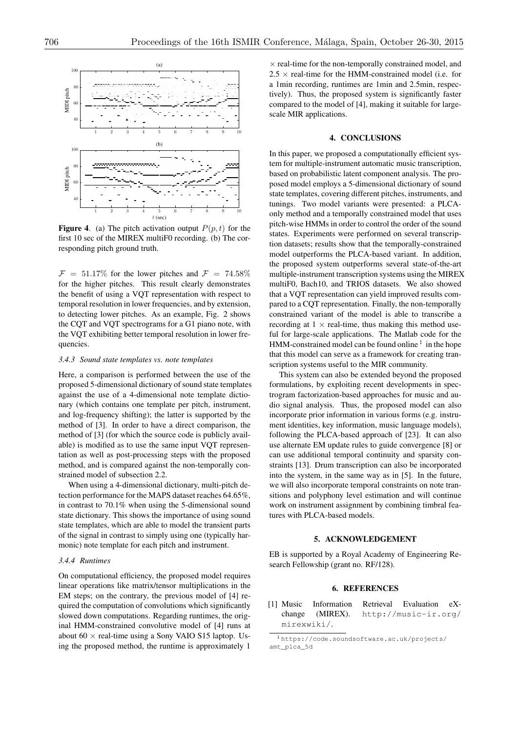**Figure 4**. (a) The pitch activation output $P(p, t)$ for the first 10 sec of the MIREX multiF0 recording. (b) The corresponding pitch ground truth.

$\mathcal{F} = 51.17\%$ for the lower pitches and $\mathcal{F} = 74.58\%$ for the higher pitches. This result clearly demonstrates the benefit of using a VQT representation with respect to temporal resolution in lower frequencies, and by extension, to detecting lower pitches. As an example, Fig. 2 shows the CQT and VQT spectrograms for a G1 piano note, with the VQT exhibiting better temporal resolution in lower frequencies.

#### 3.4.3 Sound state templates vs. note templates

Here, a comparison is performed between the use of the proposed 5-dimensional dictionary of sound state templates against the use of a 4-dimensional note template dictionary (which contains one template per pitch, instrument, and log-frequency shifting); the latter is supported by the method of [3]. In order to have a direct comparison, the method of [3] (for which the source code is publicly available) is modified as to use the same input VQT representation as well as post-processing steps with the proposed method, and is compared against the non-temporally constrained model of subsection 2.2.

When using a 4-dimensional dictionary, multi-pitch detection performance for the MAPS dataset reaches 64.65%, in contrast to 70.1% when using the 5-dimensional sound state dictionary. This shows the importance of using sound state templates, which are able to model the transient parts of the signal in contrast to simply using one (typically harmonic) note template for each pitch and instrument.

#### 3.4.4 Runtimes

On computational efficiency, the proposed model requires linear operations like matrix/tensor multiplications in the EM steps; on the contrary, the previous model of [4] required the computation of convolutions which significantly slowed down computations. Regarding runtimes, the original HMM-constrained convolutive model of [4] runs at about 60 $\times$ real-time using a Sony VAIO S15 laptop. Using the proposed method, the runtime is approximately 1 $\times$ real-time for the non-temporally constrained model, and 2.5 $\times$ real-time for the HMM-constrained model (i.e. for a 1min recording, runtimes are 1min and 2.5min, respectively). Thus, the proposed system is significantly faster compared to the model of [4], making it suitable for large-scale MIR applications.

## 4. CONCLUSIONS

In this paper, we proposed a computationally efficient system for multiple-instrument automatic music transcription, based on probabilistic latent component analysis. The proposed model employs a 5-dimensional dictionary of sound state templates, covering different pitches, instruments, and tunings. Two model variants were presented: a PLCA-only method and a temporally constrained model that uses pitch-wise HMMs in order to control the order of the sound states. Experiments were performed on several transcription datasets; results show that the temporally-constrained model outperforms the PLCA-based variant. In addition, the proposed system outperforms several state-of-the-art multiple-instrument transcription systems using the MIREX multiF0, Bach10, and TRIOS datasets. We also showed that a VQT representation can yield improved results compared to a CQT representation. Finally, the non-temporally constrained variant of the model is able to transcribe a recording at 1 $\times$ real-time, thus making this method useful for large-scale applications. The Matlab code for the HMM-constrained model can be found online [1] in the hope that this model can serve as a framework for creating transcription systems useful to the MIR community.

This system can also be extended beyond the proposed formulations, by exploiting recent developments in spectrogram factorization-based approaches for music and audio signal analysis. Thus, the proposed model can also incorporate prior information in various forms (e.g. instrument identities, key information, music language models), following the PLCA-based approach of [23]. It can also use alternate EM update rules to guide convergence [8] or can use additional temporal continuity and sparsity constraints [13]. Drum transcription can also be incorporated into the system, in the same way as in [5]. In the future, we will also incorporate temporal constraints on note transitions and polyphony level estimation and will continue work on instrument assignment by combining timbral features with PLCA-based models.

## 5. ACKNOWLEDGEMENT

EB is supported by a Royal Academy of Engineering Research Fellowship (grant no. RF/128).

## 6. REFERENCES

[1] Music Information Retrieval Evaluation eXchange (MIREX). http://music-ir.org/mirexwiki/.

[1] https://code.soundsoftware.ac.uk/projects/amt_plca_5d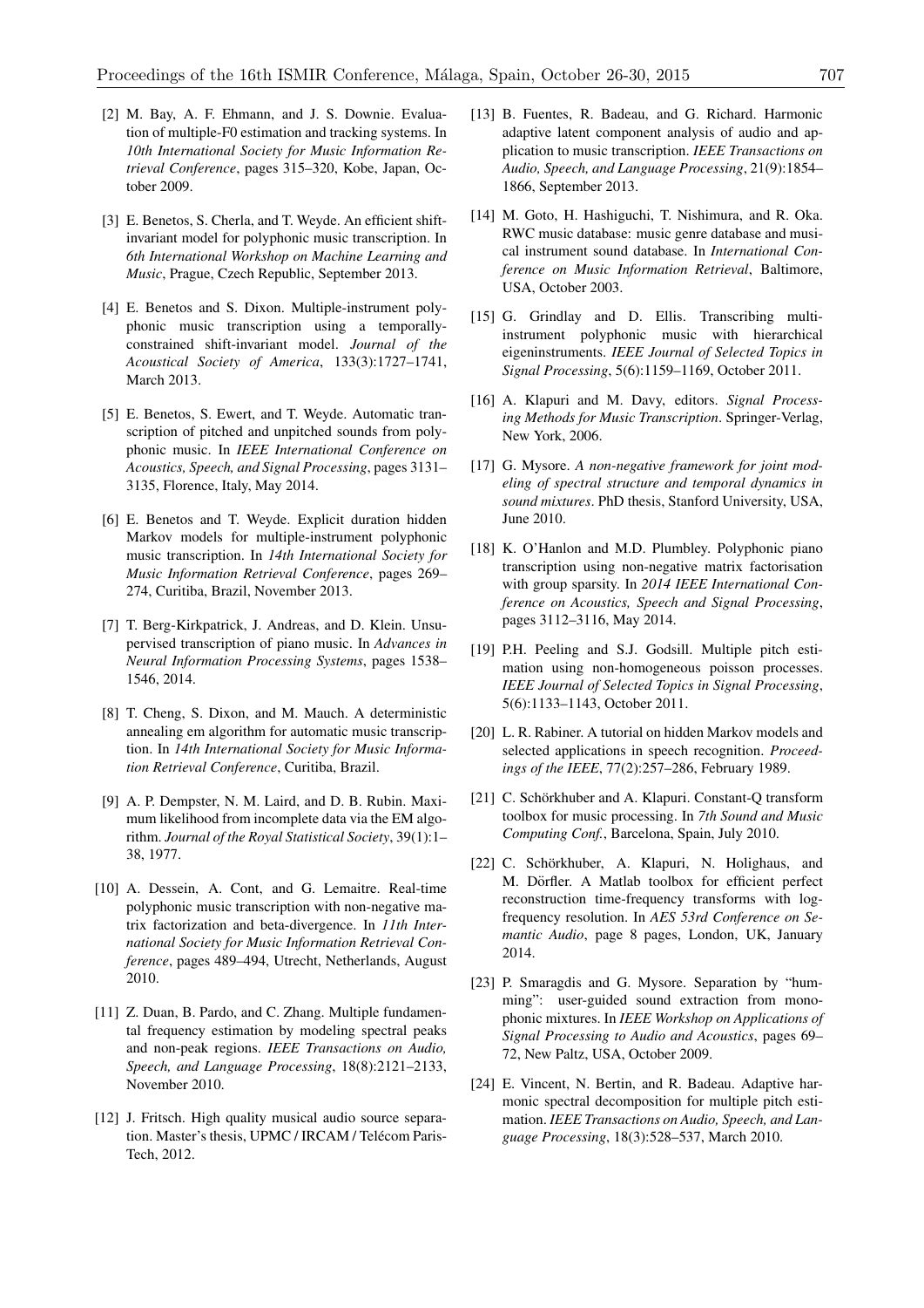[2] M. Bay, A. F. Ehmann, and J. S. Downie. Evaluation of multiple-F0 estimation and tracking systems. In *10th International Society for Music Information Retrieval Conference*, pages 315–320, Kobe, Japan, October 2009.

[3] E. Benetos, S. Cherla, and T. Weyde. An efficient shift-invariant model for polyphonic music transcription. In *6th International Workshop on Machine Learning and Music*, Prague, Czech Republic, September 2013.

[4] E. Benetos and S. Dixon. Multiple-instrument polyphonic music transcription using a temporally-constrained shift-invariant model. *Journal of the Acoustical Society of America*, 133(3):1727–1741, March 2013.

[5] E. Benetos, S. Ewert, and T. Weyde. Automatic transcription of pitched and unpitched sounds from polyphonic music. In *IEEE International Conference on Acoustics, Speech, and Signal Processing*, pages 3131–3135, Florence, Italy, May 2014.

[6] E. Benetos and T. Weyde. Explicit duration hidden Markov models for multiple-instrument polyphonic music transcription. In *14th International Society for Music Information Retrieval Conference*, pages 269–274, Curitiba, Brazil, November 2013.

[7] T. Berg-Kirkpatrick, J. Andreas, and D. Klein. Unsupervised transcription of piano music. In *Advances in Neural Information Processing Systems*, pages 1538–1546, 2014.

[8] T. Cheng, S. Dixon, and M. Mauch. A deterministic annealing em algorithm for automatic music transcription. In *14th International Society for Music Information Retrieval Conference*, Curitiba, Brazil.

[9] A. P. Dempster, N. M. Laird, and D. B. Rubin. Maximum likelihood from incomplete data via the EM algorithm. *Journal of the Royal Statistical Society*, 39(1):1–38, 1977.

[10] A. Dessein, A. Cont, and G. Lemaitre. Real-time polyphonic music transcription with non-negative matrix factorization and beta-divergence. In *11th International Society for Music Information Retrieval Conference*, pages 489–494, Utrecht, Netherlands, August 2010.

[11] Z. Duan, B. Pardo, and C. Zhang. Multiple fundamental frequency estimation by modeling spectral peaks and non-peak regions. *IEEE Transactions on Audio, Speech, and Language Processing*, 18(8):2121–2133, November 2010.

[12] J. Fritsch. High quality musical audio source separation. Master's thesis, UPMC / IRCAM / Telécom ParisTech, 2012.

[13] B. Fuentes, R. Badeau, and G. Richard. Harmonic adaptive latent component analysis of audio and application to music transcription. *IEEE Transactions on Audio, Speech, and Language Processing*, 21(9):1854–1866, September 2013.

[14] M. Goto, H. Hashiguchi, T. Nishimura, and R. Oka. RWC music database: music genre database and musical instrument sound database. In *International Conference on Music Information Retrieval*, Baltimore, USA, October 2003.

[15] G. Grindlay and D. Ellis. Transcribing multi-instrument polyphonic music with hierarchical eigeninstruments. *IEEE Journal of Selected Topics in Signal Processing*, 5(6):1159–1169, October 2011.

[16] A. Klapuri and M. Davy, editors. *Signal Processing Methods for Music Transcription*. Springer-Verlag, New York, 2006.

[17] G. Mysore. *A non-negative framework for joint modeling of spectral structure and temporal dynamics in sound mixtures*. PhD thesis, Stanford University, USA, June 2010.

[18] K. O'Hanlon and M.D. Plumbley. Polyphonic piano transcription using non-negative matrix factorisation with group sparsity. In *2014 IEEE International Conference on Acoustics, Speech and Signal Processing*, pages 3112–3116, May 2014.

[19] P.H. Peeling and S.J. Godsill. Multiple pitch estimation using non-homogeneous poisson processes. *IEEE Journal of Selected Topics in Signal Processing*, 5(6):1133–1143, October 2011.

[20] L. R. Rabiner. A tutorial on hidden Markov models and selected applications in speech recognition. *Proceedings of the IEEE*, 77(2):257–286, February 1989.

[21] C. Schörkhuber and A. Klapuri. Constant-Q transform toolbox for music processing. In *7th Sound and Music Computing Conf.*, Barcelona, Spain, July 2010.

[22] C. Schörkhuber, A. Klapuri, N. Holighaus, and M. Dörfler. A Matlab toolbox for efficient perfect reconstruction time-frequency transforms with log-frequency resolution. In *AES 53rd Conference on Semantic Audio*, page 8 pages, London, UK, January 2014.

[23] P. Smaragdis and G. Mysore. Separation by "humming": user-guided sound extraction from monophonic mixtures. In *IEEE Workshop on Applications of Signal Processing to Audio and Acoustics*, pages 69–72, New Paltz, USA, October 2009.

[24] E. Vincent, N. Bertin, and R. Badeau. Adaptive harmonic spectral decomposition for multiple pitch estimation. *IEEE Transactions on Audio, Speech, and Language Processing*, 18(3):528–537, March 2010.